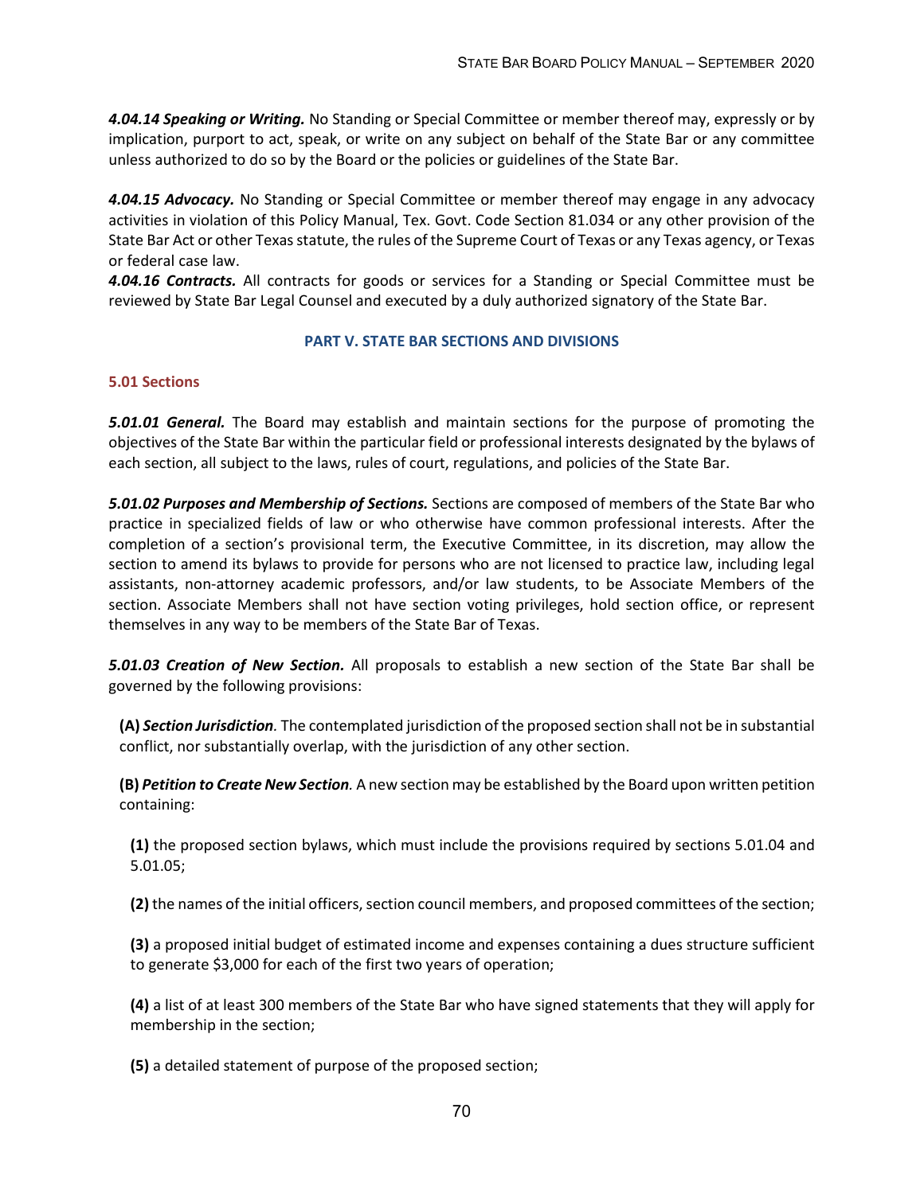***4.04.14 Speaking or Writing.*** No Standing or Special Committee or member thereof may, expressly or by implication, purport to act, speak, or write on any subject on behalf of the State Bar or any committee unless authorized to do so by the Board or the policies or guidelines of the State Bar.

***4.04.15 Advocacy.*** No Standing or Special Committee or member thereof may engage in any advocacy activities in violation of this Policy Manual, Tex. Govt. Code Section 81.034 or any other provision of the State Bar Act or other Texas statute, the rules of the Supreme Court of Texas or any Texas agency, or Texas or federal case law.

***4.04.16 Contracts.*** All contracts for goods or services for a Standing or Special Committee must be reviewed by State Bar Legal Counsel and executed by a duly authorized signatory of the State Bar.

## PART V. STATE BAR SECTIONS AND DIVISIONS

### 5.01 Sections

***5.01.01 General.*** The Board may establish and maintain sections for the purpose of promoting the objectives of the State Bar within the particular field or professional interests designated by the bylaws of each section, all subject to the laws, rules of court, regulations, and policies of the State Bar.

***5.01.02 Purposes and Membership of Sections.*** Sections are composed of members of the State Bar who practice in specialized fields of law or who otherwise have common professional interests. After the completion of a section's provisional term, the Executive Committee, in its discretion, may allow the section to amend its bylaws to provide for persons who are not licensed to practice law, including legal assistants, non-attorney academic professors, and/or law students, to be Associate Members of the section. Associate Members shall not have section voting privileges, hold section office, or represent themselves in any way to be members of the State Bar of Texas.

***5.01.03 Creation of New Section.*** All proposals to establish a new section of the State Bar shall be governed by the following provisions:

**(A)** ***Section Jurisdiction.*** The contemplated jurisdiction of the proposed section shall not be in substantial conflict, nor substantially overlap, with the jurisdiction of any other section.

**(B)** ***Petition to Create New Section.*** A new section may be established by the Board upon written petition containing:

**(1)** the proposed section bylaws, which must include the provisions required by sections 5.01.04 and 5.01.05;

**(2)** the names of the initial officers, section council members, and proposed committees of the section;

**(3)** a proposed initial budget of estimated income and expenses containing a dues structure sufficient to generate $3,000 for each of the first two years of operation;

**(4)** a list of at least 300 members of the State Bar who have signed statements that they will apply for membership in the section;

**(5)** a detailed statement of purpose of the proposed section;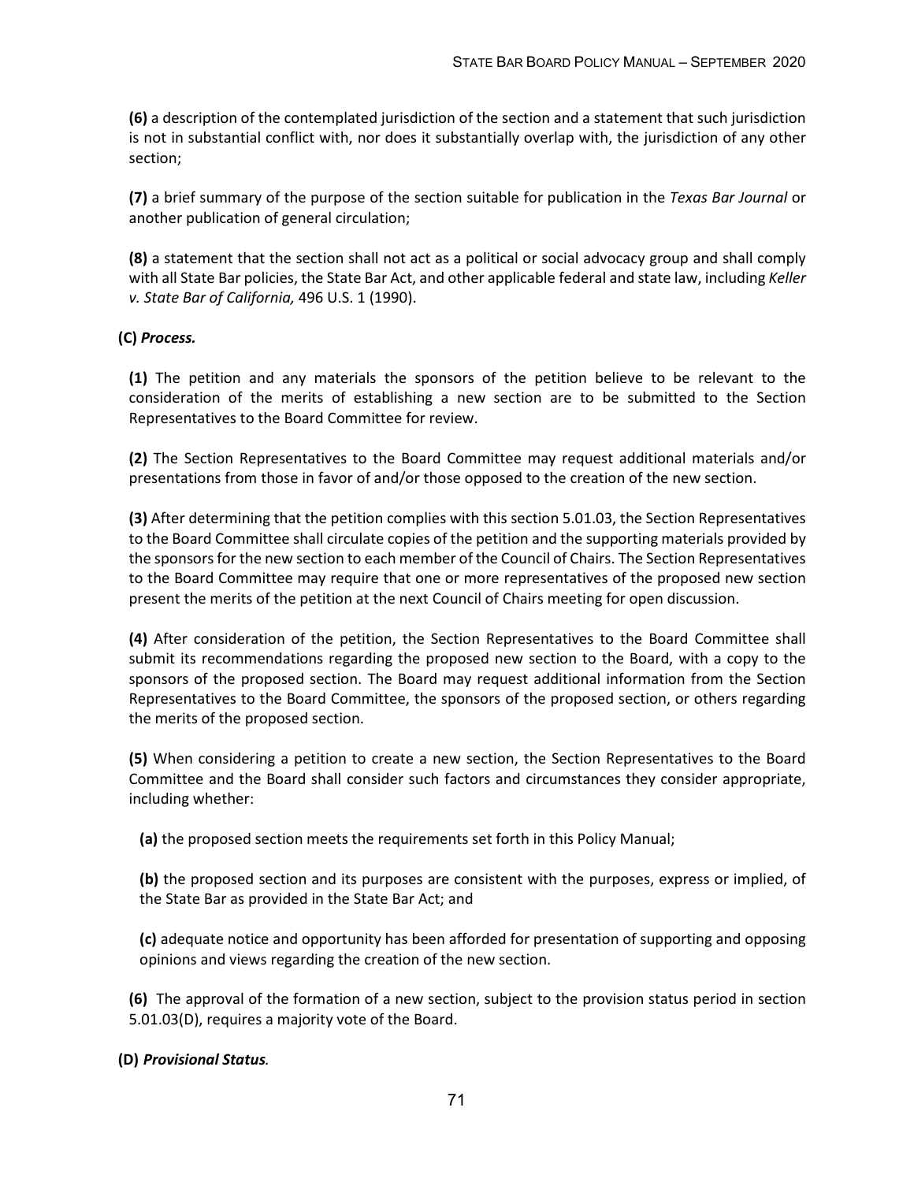**(6)** a description of the contemplated jurisdiction of the section and a statement that such jurisdiction is not in substantial conflict with, nor does it substantially overlap with, the jurisdiction of any other section;

**(7)** a brief summary of the purpose of the section suitable for publication in the *Texas Bar Journal* or another publication of general circulation;

**(8)** a statement that the section shall not act as a political or social advocacy group and shall comply with all State Bar policies, the State Bar Act, and other applicable federal and state law, including *Keller v. State Bar of California,* 496 U.S. 1 (1990).

**(C)** ***Process.***

**(1)** The petition and any materials the sponsors of the petition believe to be relevant to the consideration of the merits of establishing a new section are to be submitted to the Section Representatives to the Board Committee for review.

**(2)** The Section Representatives to the Board Committee may request additional materials and/or presentations from those in favor of and/or those opposed to the creation of the new section.

**(3)** After determining that the petition complies with this section 5.01.03, the Section Representatives to the Board Committee shall circulate copies of the petition and the supporting materials provided by the sponsors for the new section to each member of the Council of Chairs. The Section Representatives to the Board Committee may require that one or more representatives of the proposed new section present the merits of the petition at the next Council of Chairs meeting for open discussion.

**(4)** After consideration of the petition, the Section Representatives to the Board Committee shall submit its recommendations regarding the proposed new section to the Board, with a copy to the sponsors of the proposed section. The Board may request additional information from the Section Representatives to the Board Committee, the sponsors of the proposed section, or others regarding the merits of the proposed section.

**(5)** When considering a petition to create a new section, the Section Representatives to the Board Committee and the Board shall consider such factors and circumstances they consider appropriate, including whether:

**(a)** the proposed section meets the requirements set forth in this Policy Manual;

**(b)** the proposed section and its purposes are consistent with the purposes, express or implied, of the State Bar as provided in the State Bar Act; and

**(c)** adequate notice and opportunity has been afforded for presentation of supporting and opposing opinions and views regarding the creation of the new section.

**(6)** The approval of the formation of a new section, subject to the provision status period in section 5.01.03(D), requires a majority vote of the Board.

**(D)** ***Provisional Status.***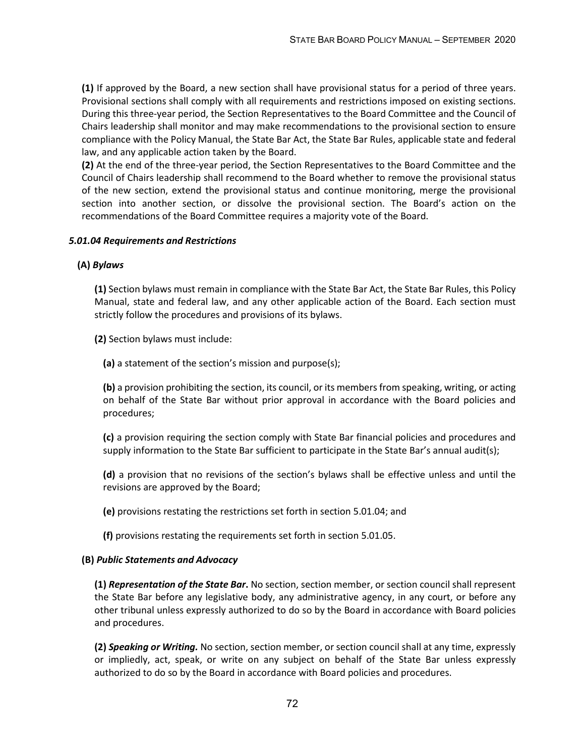**(1)** If approved by the Board, a new section shall have provisional status for a period of three years. Provisional sections shall comply with all requirements and restrictions imposed on existing sections. During this three-year period, the Section Representatives to the Board Committee and the Council of Chairs leadership shall monitor and may make recommendations to the provisional section to ensure compliance with the Policy Manual, the State Bar Act, the State Bar Rules, applicable state and federal law, and any applicable action taken by the Board.

**(2)** At the end of the three-year period, the Section Representatives to the Board Committee and the Council of Chairs leadership shall recommend to the Board whether to remove the provisional status of the new section, extend the provisional status and continue monitoring, merge the provisional section into another section, or dissolve the provisional section. The Board's action on the recommendations of the Board Committee requires a majority vote of the Board.

#### *5.01.04 Requirements and Restrictions*

**(A)** ***Bylaws***

**(1)** Section bylaws must remain in compliance with the State Bar Act, the State Bar Rules, this Policy Manual, state and federal law, and any other applicable action of the Board. Each section must strictly follow the procedures and provisions of its bylaws.

**(2)** Section bylaws must include:

**(a)** a statement of the section's mission and purpose(s);

**(b)** a provision prohibiting the section, its council, or its members from speaking, writing, or acting on behalf of the State Bar without prior approval in accordance with the Board policies and procedures;

**(c)** a provision requiring the section comply with State Bar financial policies and procedures and supply information to the State Bar sufficient to participate in the State Bar's annual audit(s);

**(d)** a provision that no revisions of the section's bylaws shall be effective unless and until the revisions are approved by the Board;

**(e)** provisions restating the restrictions set forth in section 5.01.04; and

**(f)** provisions restating the requirements set forth in section 5.01.05.

**(B)** ***Public Statements and Advocacy***

**(1)** ***Representation of the State Bar*.** No section, section member, or section council shall represent the State Bar before any legislative body, any administrative agency, in any court, or before any other tribunal unless expressly authorized to do so by the Board in accordance with Board policies and procedures.

**(2)** ***Speaking or Writing.*** No section, section member, or section council shall at any time, expressly or impliedly, act, speak, or write on any subject on behalf of the State Bar unless expressly authorized to do so by the Board in accordance with Board policies and procedures.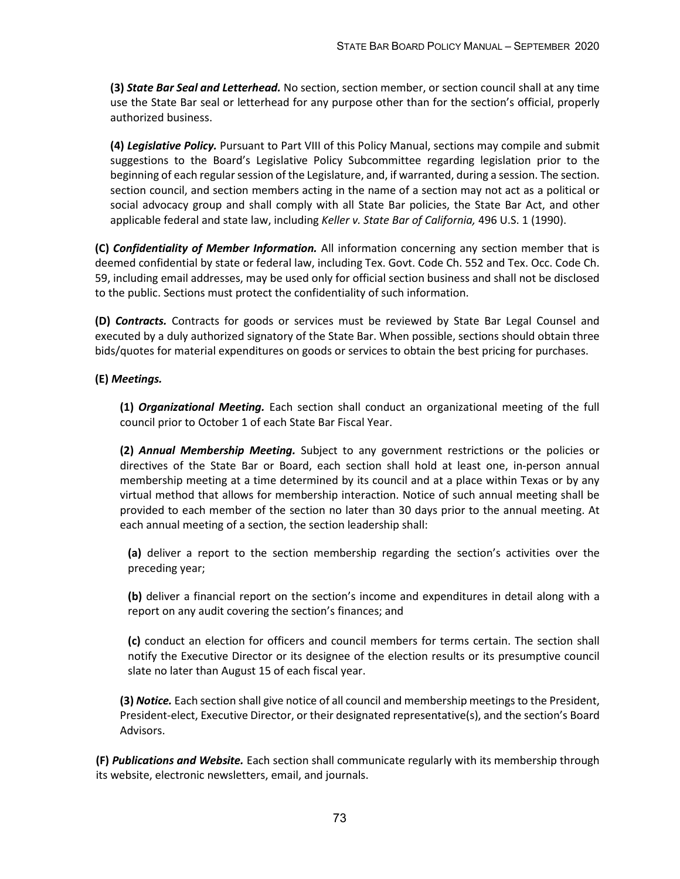**(3)** ***State Bar Seal and Letterhead.*** No section, section member, or section council shall at any time use the State Bar seal or letterhead for any purpose other than for the section's official, properly authorized business.

**(4)** ***Legislative Policy.*** Pursuant to Part VIII of this Policy Manual, sections may compile and submit suggestions to the Board's Legislative Policy Subcommittee regarding legislation prior to the beginning of each regular session of the Legislature, and, if warranted, during a session. The section. section council, and section members acting in the name of a section may not act as a political or social advocacy group and shall comply with all State Bar policies, the State Bar Act, and other applicable federal and state law, including *Keller v. State Bar of California,* 496 U.S. 1 (1990).

**(C)** ***Confidentiality of Member Information.*** All information concerning any section member that is deemed confidential by state or federal law, including Tex. Govt. Code Ch. 552 and Tex. Occ. Code Ch. 59, including email addresses, may be used only for official section business and shall not be disclosed to the public. Sections must protect the confidentiality of such information.

**(D)** ***Contracts.*** Contracts for goods or services must be reviewed by State Bar Legal Counsel and executed by a duly authorized signatory of the State Bar. When possible, sections should obtain three bids/quotes for material expenditures on goods or services to obtain the best pricing for purchases.

**(E)** ***Meetings.***

**(1)** ***Organizational Meeting.*** Each section shall conduct an organizational meeting of the full council prior to October 1 of each State Bar Fiscal Year.

**(2)** ***Annual Membership Meeting.*** Subject to any government restrictions or the policies or directives of the State Bar or Board, each section shall hold at least one, in-person annual membership meeting at a time determined by its council and at a place within Texas or by any virtual method that allows for membership interaction. Notice of such annual meeting shall be provided to each member of the section no later than 30 days prior to the annual meeting. At each annual meeting of a section, the section leadership shall:

**(a)** deliver a report to the section membership regarding the section's activities over the preceding year;

**(b)** deliver a financial report on the section's income and expenditures in detail along with a report on any audit covering the section's finances; and

**(c)** conduct an election for officers and council members for terms certain. The section shall notify the Executive Director or its designee of the election results or its presumptive council slate no later than August 15 of each fiscal year.

**(3)** ***Notice.*** Each section shall give notice of all council and membership meetings to the President, President-elect, Executive Director, or their designated representative(s), and the section's Board Advisors.

**(F)** ***Publications and Website.*** Each section shall communicate regularly with its membership through its website, electronic newsletters, email, and journals.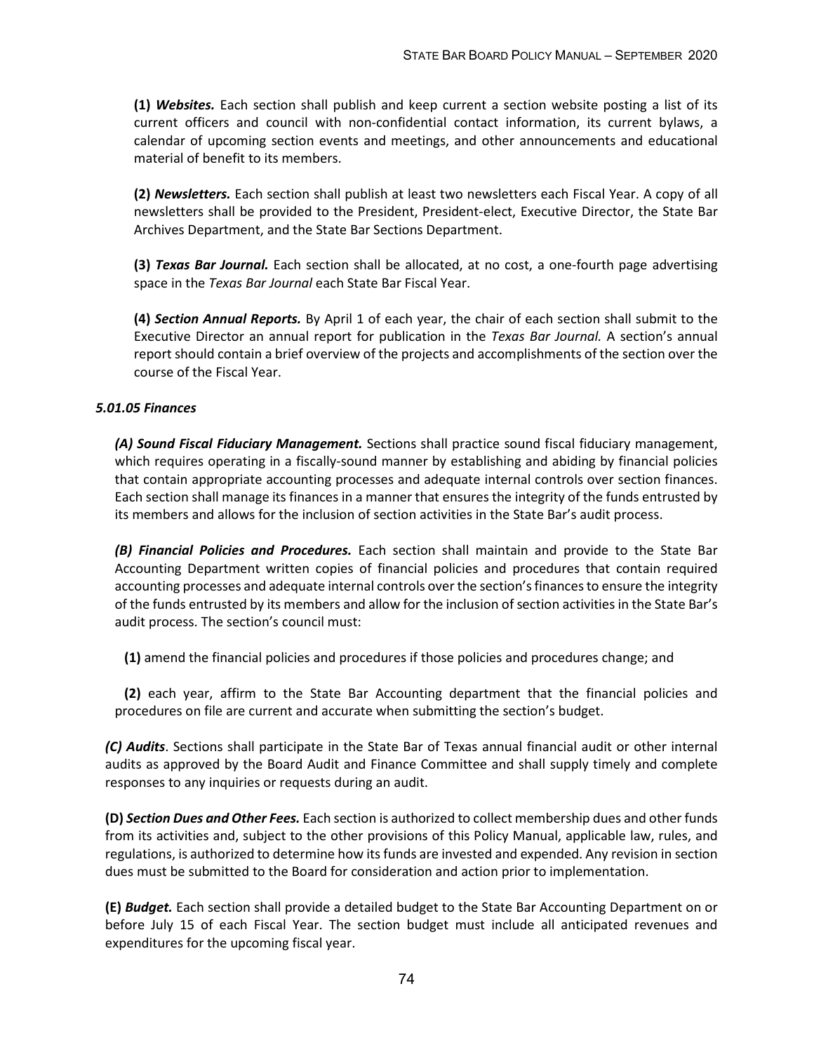**(1)** ***Websites.*** Each section shall publish and keep current a section website posting a list of its current officers and council with non-confidential contact information, its current bylaws, a calendar of upcoming section events and meetings, and other announcements and educational material of benefit to its members.

**(2)** ***Newsletters.*** Each section shall publish at least two newsletters each Fiscal Year. A copy of all newsletters shall be provided to the President, President-elect, Executive Director, the State Bar Archives Department, and the State Bar Sections Department.

**(3)** ***Texas Bar Journal.*** Each section shall be allocated, at no cost, a one-fourth page advertising space in the *Texas Bar Journal* each State Bar Fiscal Year.

**(4)** ***Section Annual Reports.*** By April 1 of each year, the chair of each section shall submit to the Executive Director an annual report for publication in the *Texas Bar Journal.* A section's annual report should contain a brief overview of the projects and accomplishments of the section over the course of the Fiscal Year.

***5.01.05 Finances***

***(A) Sound Fiscal Fiduciary Management.*** Sections shall practice sound fiscal fiduciary management, which requires operating in a fiscally-sound manner by establishing and abiding by financial policies that contain appropriate accounting processes and adequate internal controls over section finances. Each section shall manage its finances in a manner that ensures the integrity of the funds entrusted by its members and allows for the inclusion of section activities in the State Bar's audit process.

***(B) Financial Policies and Procedures.*** Each section shall maintain and provide to the State Bar Accounting Department written copies of financial policies and procedures that contain required accounting processes and adequate internal controls over the section's finances to ensure the integrity of the funds entrusted by its members and allow for the inclusion of section activities in the State Bar's audit process. The section's council must:

**(1)** amend the financial policies and procedures if those policies and procedures change; and

**(2)** each year, affirm to the State Bar Accounting department that the financial policies and procedures on file are current and accurate when submitting the section's budget.

***(C) Audits***. Sections shall participate in the State Bar of Texas annual financial audit or other internal audits as approved by the Board Audit and Finance Committee and shall supply timely and complete responses to any inquiries or requests during an audit.

**(D)** ***Section Dues and Other Fees.*** Each section is authorized to collect membership dues and other funds from its activities and, subject to the other provisions of this Policy Manual, applicable law, rules, and regulations, is authorized to determine how its funds are invested and expended. Any revision in section dues must be submitted to the Board for consideration and action prior to implementation.

**(E)** ***Budget.*** Each section shall provide a detailed budget to the State Bar Accounting Department on or before July 15 of each Fiscal Year. The section budget must include all anticipated revenues and expenditures for the upcoming fiscal year.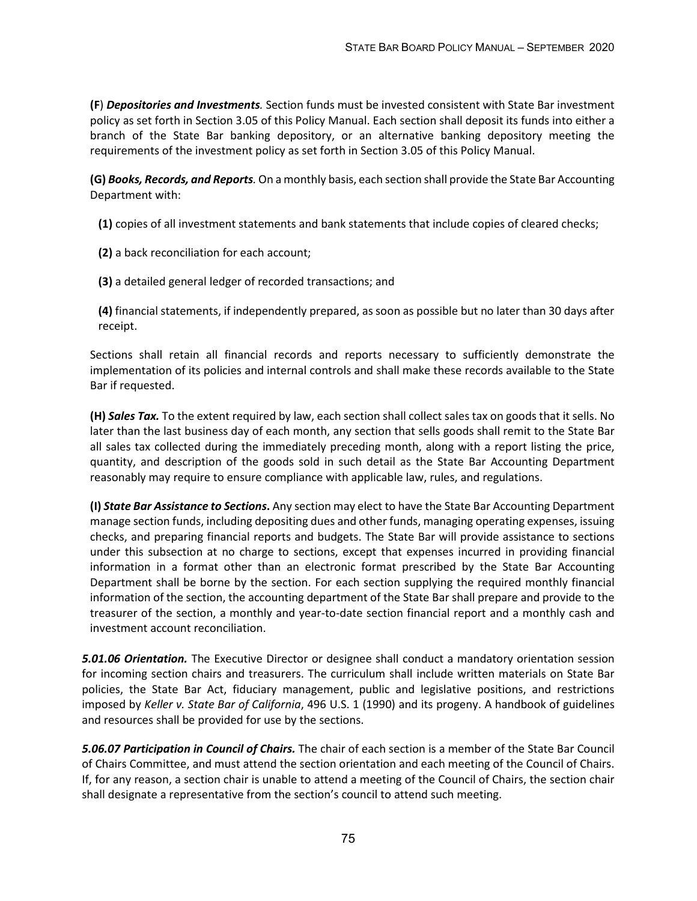**(F)** ***Depositories and Investments.*** Section funds must be invested consistent with State Bar investment policy as set forth in Section 3.05 of this Policy Manual. Each section shall deposit its funds into either a branch of the State Bar banking depository, or an alternative banking depository meeting the requirements of the investment policy as set forth in Section 3.05 of this Policy Manual.

**(G)** ***Books, Records, and Reports.*** On a monthly basis, each section shall provide the State Bar Accounting Department with:

**(1)** copies of all investment statements and bank statements that include copies of cleared checks;

**(2)** a back reconciliation for each account;

**(3)** a detailed general ledger of recorded transactions; and

**(4)** financial statements, if independently prepared, as soon as possible but no later than 30 days after receipt.

Sections shall retain all financial records and reports necessary to sufficiently demonstrate the implementation of its policies and internal controls and shall make these records available to the State Bar if requested.

**(H)** ***Sales Tax.*** To the extent required by law, each section shall collect sales tax on goods that it sells. No later than the last business day of each month, any section that sells goods shall remit to the State Bar all sales tax collected during the immediately preceding month, along with a report listing the price, quantity, and description of the goods sold in such detail as the State Bar Accounting Department reasonably may require to ensure compliance with applicable law, rules, and regulations.

**(I)** ***State Bar Assistance to Sections.*** Any section may elect to have the State Bar Accounting Department manage section funds, including depositing dues and other funds, managing operating expenses, issuing checks, and preparing financial reports and budgets. The State Bar will provide assistance to sections under this subsection at no charge to sections, except that expenses incurred in providing financial information in a format other than an electronic format prescribed by the State Bar Accounting Department shall be borne by the section. For each section supplying the required monthly financial information of the section, the accounting department of the State Bar shall prepare and provide to the treasurer of the section, a monthly and year-to-date section financial report and a monthly cash and investment account reconciliation.

***5.01.06 Orientation.*** The Executive Director or designee shall conduct a mandatory orientation session for incoming section chairs and treasurers. The curriculum shall include written materials on State Bar policies, the State Bar Act, fiduciary management, public and legislative positions, and restrictions imposed by *Keller v. State Bar of California*, 496 U.S. 1 (1990) and its progeny. A handbook of guidelines and resources shall be provided for use by the sections.

***5.06.07 Participation in Council of Chairs.*** The chair of each section is a member of the State Bar Council of Chairs Committee, and must attend the section orientation and each meeting of the Council of Chairs. If, for any reason, a section chair is unable to attend a meeting of the Council of Chairs, the section chair shall designate a representative from the section's council to attend such meeting.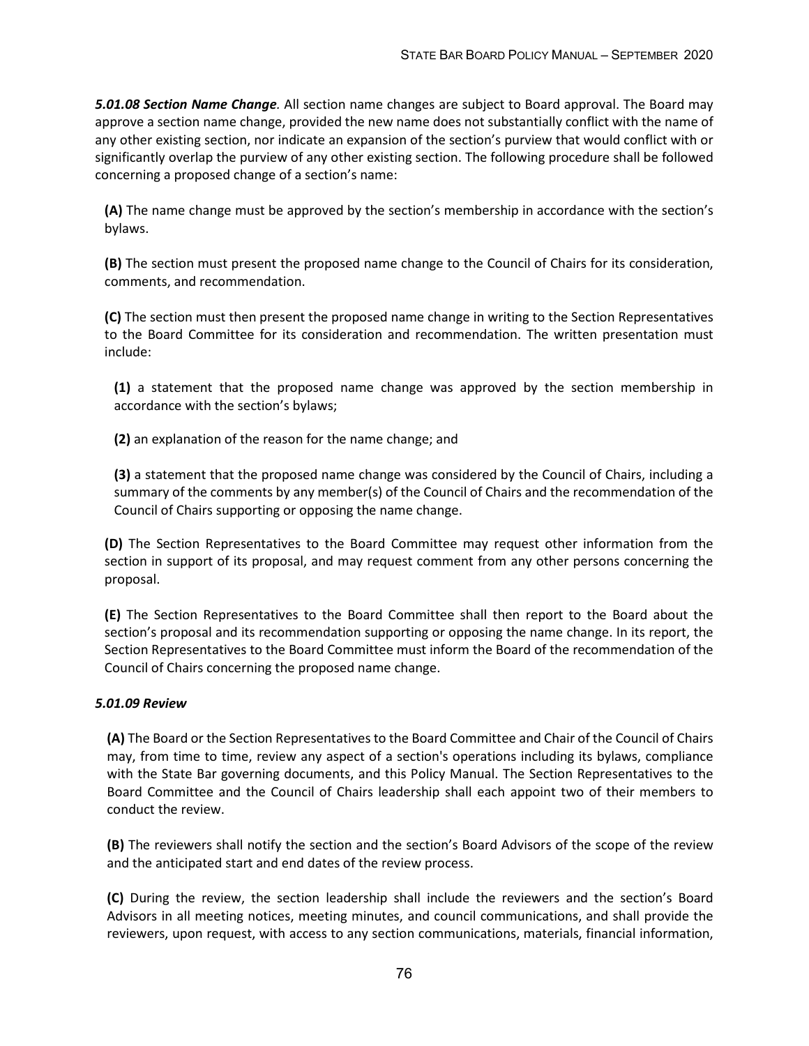***5.01.08 Section Name Change**.* All section name changes are subject to Board approval. The Board may approve a section name change, provided the new name does not substantially conflict with the name of any other existing section, nor indicate an expansion of the section's purview that would conflict with or significantly overlap the purview of any other existing section. The following procedure shall be followed concerning a proposed change of a section's name:

**(A)** The name change must be approved by the section's membership in accordance with the section's bylaws.

**(B)** The section must present the proposed name change to the Council of Chairs for its consideration, comments, and recommendation.

**(C)** The section must then present the proposed name change in writing to the Section Representatives to the Board Committee for its consideration and recommendation. The written presentation must include:

**(1)** a statement that the proposed name change was approved by the section membership in accordance with the section's bylaws;

**(2)** an explanation of the reason for the name change; and

**(3)** a statement that the proposed name change was considered by the Council of Chairs, including a summary of the comments by any member(s) of the Council of Chairs and the recommendation of the Council of Chairs supporting or opposing the name change.

**(D)** The Section Representatives to the Board Committee may request other information from the section in support of its proposal, and may request comment from any other persons concerning the proposal.

**(E)** The Section Representatives to the Board Committee shall then report to the Board about the section's proposal and its recommendation supporting or opposing the name change. In its report, the Section Representatives to the Board Committee must inform the Board of the recommendation of the Council of Chairs concerning the proposed name change.

***5.01.09 Review***

**(A)** The Board or the Section Representatives to the Board Committee and Chair of the Council of Chairs may, from time to time, review any aspect of a section's operations including its bylaws, compliance with the State Bar governing documents, and this Policy Manual. The Section Representatives to the Board Committee and the Council of Chairs leadership shall each appoint two of their members to conduct the review.

**(B)** The reviewers shall notify the section and the section's Board Advisors of the scope of the review and the anticipated start and end dates of the review process.

**(C)** During the review, the section leadership shall include the reviewers and the section's Board Advisors in all meeting notices, meeting minutes, and council communications, and shall provide the reviewers, upon request, with access to any section communications, materials, financial information,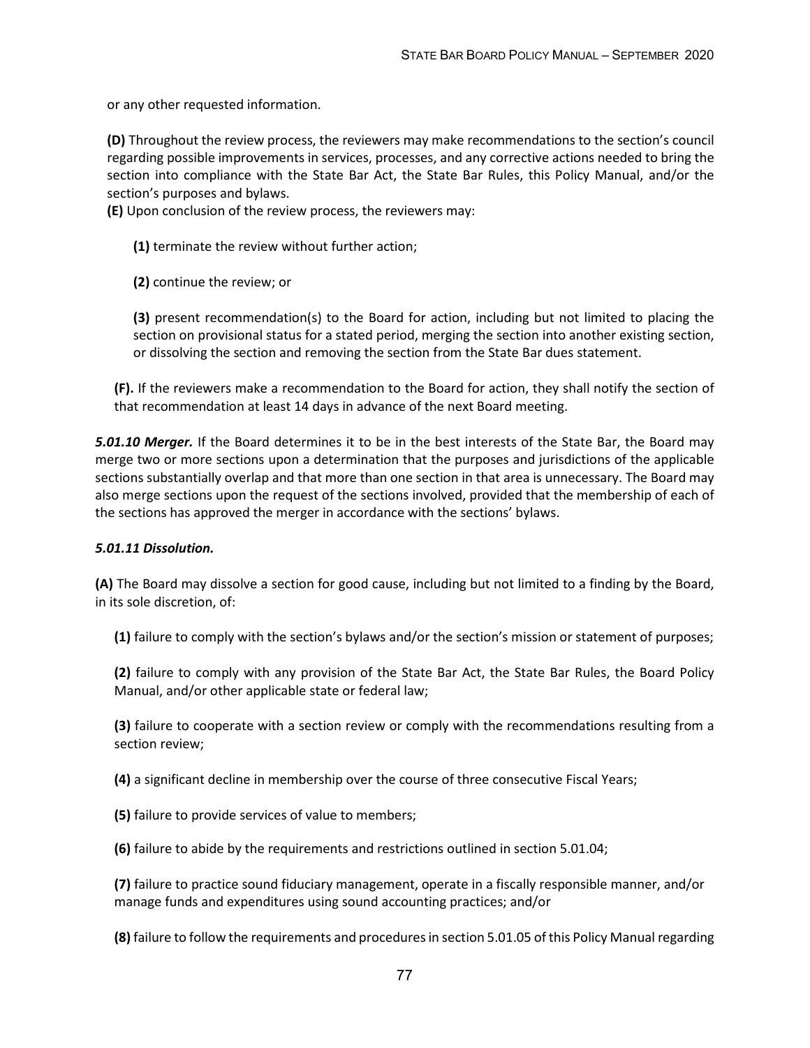or any other requested information.

**(D)** Throughout the review process, the reviewers may make recommendations to the section's council regarding possible improvements in services, processes, and any corrective actions needed to bring the section into compliance with the State Bar Act, the State Bar Rules, this Policy Manual, and/or the section's purposes and bylaws.

**(E)** Upon conclusion of the review process, the reviewers may:

**(1)** terminate the review without further action;

**(2)** continue the review; or

**(3)** present recommendation(s) to the Board for action, including but not limited to placing the section on provisional status for a stated period, merging the section into another existing section, or dissolving the section and removing the section from the State Bar dues statement.

**(F).** If the reviewers make a recommendation to the Board for action, they shall notify the section of that recommendation at least 14 days in advance of the next Board meeting.

***5.01.10 Merger.*** If the Board determines it to be in the best interests of the State Bar, the Board may merge two or more sections upon a determination that the purposes and jurisdictions of the applicable sections substantially overlap and that more than one section in that area is unnecessary. The Board may also merge sections upon the request of the sections involved, provided that the membership of each of the sections has approved the merger in accordance with the sections' bylaws.

***5.01.11 Dissolution.***

**(A)** The Board may dissolve a section for good cause, including but not limited to a finding by the Board, in its sole discretion, of:

**(1)** failure to comply with the section's bylaws and/or the section's mission or statement of purposes;

**(2)** failure to comply with any provision of the State Bar Act, the State Bar Rules, the Board Policy Manual, and/or other applicable state or federal law;

**(3)** failure to cooperate with a section review or comply with the recommendations resulting from a section review;

**(4)** a significant decline in membership over the course of three consecutive Fiscal Years;

**(5)** failure to provide services of value to members;

**(6)** failure to abide by the requirements and restrictions outlined in section 5.01.04;

**(7)** failure to practice sound fiduciary management, operate in a fiscally responsible manner, and/or manage funds and expenditures using sound accounting practices; and/or

**(8)** failure to follow the requirements and procedures in section 5.01.05 of this Policy Manual regarding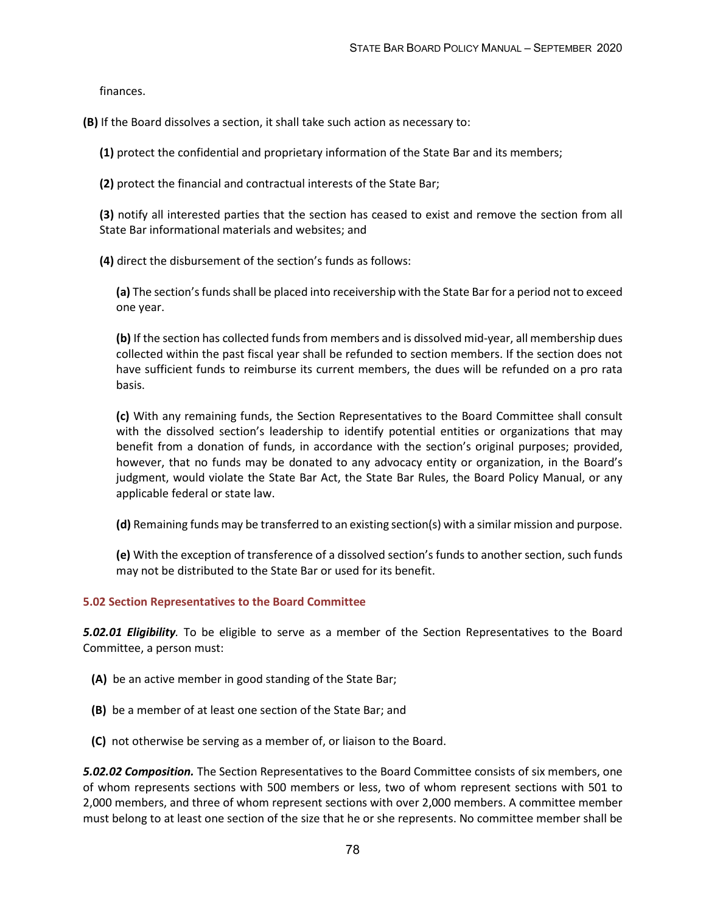finances.

**(B)** If the Board dissolves a section, it shall take such action as necessary to:

**(1)** protect the confidential and proprietary information of the State Bar and its members;

**(2)** protect the financial and contractual interests of the State Bar;

**(3)** notify all interested parties that the section has ceased to exist and remove the section from all State Bar informational materials and websites; and

**(4)** direct the disbursement of the section's funds as follows:

**(a)** The section's funds shall be placed into receivership with the State Bar for a period not to exceed one year.

**(b)** If the section has collected funds from members and is dissolved mid-year, all membership dues collected within the past fiscal year shall be refunded to section members. If the section does not have sufficient funds to reimburse its current members, the dues will be refunded on a pro rata basis.

**(c)** With any remaining funds, the Section Representatives to the Board Committee shall consult with the dissolved section's leadership to identify potential entities or organizations that may benefit from a donation of funds, in accordance with the section's original purposes; provided, however, that no funds may be donated to any advocacy entity or organization, in the Board's judgment, would violate the State Bar Act, the State Bar Rules, the Board Policy Manual, or any applicable federal or state law.

**(d)** Remaining funds may be transferred to an existing section(s) with a similar mission and purpose.

**(e)** With the exception of transference of a dissolved section's funds to another section, such funds may not be distributed to the State Bar or used for its benefit.

### 5.02 Section Representatives to the Board Committee

***5.02.01 Eligibility***. To be eligible to serve as a member of the Section Representatives to the Board Committee, a person must:

**(A)** be an active member in good standing of the State Bar;

**(B)** be a member of at least one section of the State Bar; and

**(C)** not otherwise be serving as a member of, or liaison to the Board.

***5.02.02 Composition.*** The Section Representatives to the Board Committee consists of six members, one of whom represents sections with 500 members or less, two of whom represent sections with 501 to 2,000 members, and three of whom represent sections with over 2,000 members. A committee member must belong to at least one section of the size that he or she represents. No committee member shall be